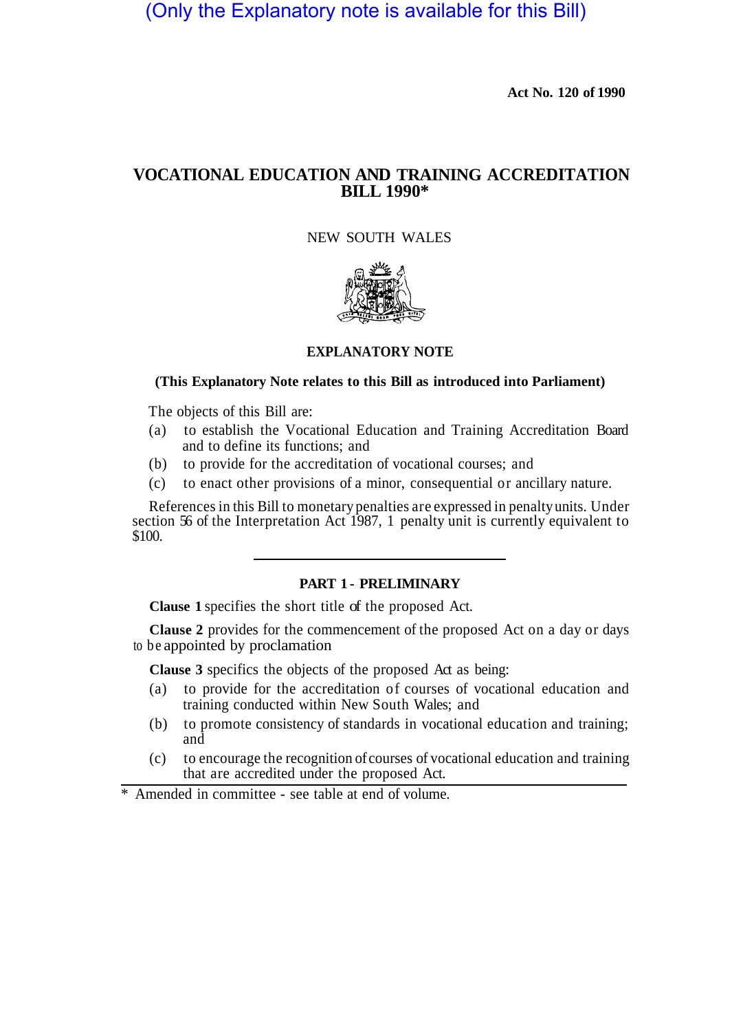(Only the Explanatory note is available for this Bill)

**Act No. 120 of 1990**

# VOCATIONAL EDUCATION AND TRAINING ACCREDITATION BILL 1990*

NEW SOUTH WALES

## EXPLANATORY NOTE

**(This Explanatory Note relates to this Bill as introduced into Parliament)**

The objects of this Bill are:

(a) to establish the Vocational Education and Training Accreditation Board and to define its functions; and

(b) to provide for the accreditation of vocational courses; and

(c) to enact other provisions of a minor, consequential or ancillary nature.

References in this Bill to monetary penalties are expressed in penalty units. Under section 56 of the Interpretation Act 1987, 1 penalty unit is currently equivalent to $100.

---

### PART 1 - PRELIMINARY

**Clause 1** specifies the short title of the proposed Act.

**Clause 2** provides for the commencement of the proposed Act on a day or days to be appointed by proclamation

**Clause 3** specifics the objects of the proposed Act as being:

(a) to provide for the accreditation of courses of vocational education and training conducted within New South Wales; and

(b) to promote consistency of standards in vocational education and training; and

(c) to encourage the recognition of courses of vocational education and training that are accredited under the proposed Act.

---

* Amended in committee - see table at end of volume.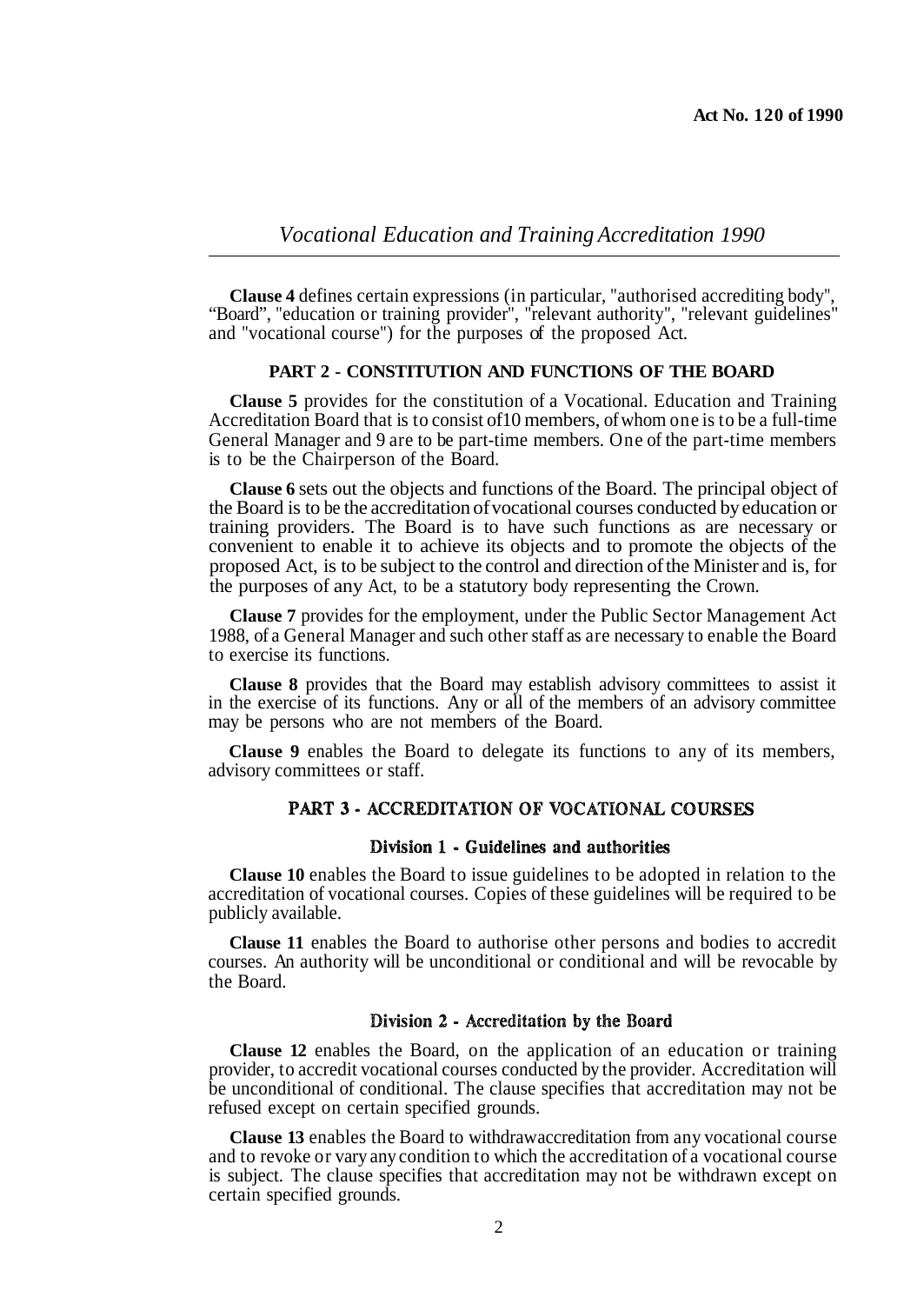*Vocational Education and Training Accreditation 1990*

**Clause 4** defines certain expressions (in particular, "authorised accrediting body", "Board", "education or training provider", "relevant authority", "relevant guidelines" and "vocational course") for the purposes of the proposed Act.

## PART 2 - CONSTITUTION AND FUNCTIONS OF THE BOARD

**Clause 5** provides for the constitution of a Vocational. Education and Training Accreditation Board that is to consist of10 members, of whom one is to be a full-time General Manager and 9 are to be part-time members. One of the part-time members is to be the Chairperson of the Board.

**Clause 6** sets out the objects and functions of the Board. The principal object of the Board is to be the accreditation of vocational courses conducted by education or training providers. The Board is to have such functions as are necessary or convenient to enable it to achieve its objects and to promote the objects of the proposed Act, is to be subject to the control and direction of the Minister and is, for the purposes of any Act, to be a statutory body representing the Crown.

**Clause 7** provides for the employment, under the Public Sector Management Act 1988, of a General Manager and such other staff as are necessary to enable the Board to exercise its functions.

**Clause 8** provides that the Board may establish advisory committees to assist it in the exercise of its functions. Any or all of the members of an advisory committee may be persons who are not members of the Board.

**Clause 9** enables the Board to delegate its functions to any of its members, advisory committees or staff.

## PART 3 - ACCREDITATION OF VOCATIONAL COURSES

### Division 1 - Guidelines and authorities

**Clause 10** enables the Board to issue guidelines to be adopted in relation to the accreditation of vocational courses. Copies of these guidelines will be required to be publicly available.

**Clause 11** enables the Board to authorise other persons and bodies to accredit courses. An authority will be unconditional or conditional and will be revocable by the Board.

### Division 2 - Accreditation by the Board

**Clause 12** enables the Board, on the application of an education or training provider, to accredit vocational courses conducted by the provider. Accreditation will be unconditional of conditional. The clause specifies that accreditation may not be refused except on certain specified grounds.

**Clause 13** enables the Board to withdrawaccreditation from any vocational course and to revoke or vary any condition to which the accreditation of a vocational course is subject. The clause specifies that accreditation may not be withdrawn except on certain specified grounds.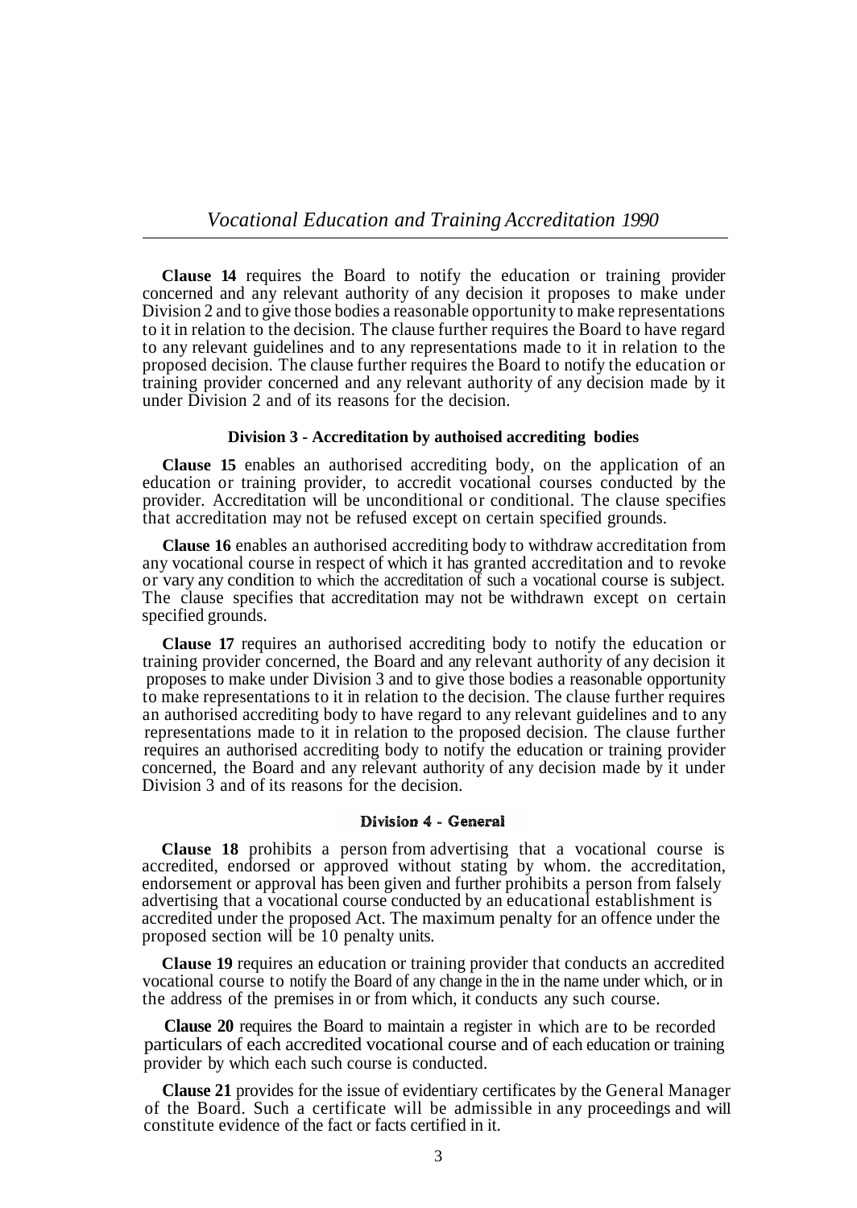**Clause 14** requires the Board to notify the education or training provider concerned and any relevant authority of any decision it proposes to make under Division 2 and to give those bodies a reasonable opportunity to make representations to it in relation to the decision. The clause further requires the Board to have regard to any relevant guidelines and to any representations made to it in relation to the proposed decision. The clause further requires the Board to notify the education or training provider concerned and any relevant authority of any decision made by it under Division 2 and of its reasons for the decision.

### Division 3 - Accreditation by authoised accrediting bodies

**Clause 15** enables an authorised accrediting body, on the application of an education or training provider, to accredit vocational courses conducted by the provider. Accreditation will be unconditional or conditional. The clause specifies that accreditation may not be refused except on certain specified grounds.

**Clause 16** enables an authorised accrediting body to withdraw accreditation from any vocational course in respect of which it has granted accreditation and to revoke or vary any condition to which the accreditation of such a vocational course is subject. The clause specifies that accreditation may not be withdrawn except on certain specified grounds.

**Clause 17** requires an authorised accrediting body to notify the education or training provider concerned, the Board and any relevant authority of any decision it proposes to make under Division 3 and to give those bodies a reasonable opportunity to make representations to it in relation to the decision. The clause further requires an authorised accrediting body to have regard to any relevant guidelines and to any representations made to it in relation to the proposed decision. The clause further requires an authorised accrediting body to notify the education or training provider concerned, the Board and any relevant authority of any decision made by it under Division 3 and of its reasons for the decision.

### Division 4 - General

**Clause 18** prohibits a person from advertising that a vocational course is accredited, endorsed or approved without stating by whom. the accreditation, endorsement or approval has been given and further prohibits a person from falsely advertising that a vocational course conducted by an educational establishment is accredited under the proposed Act. The maximum penalty for an offence under the proposed section will be 10 penalty units.

**Clause 19** requires an education or training provider that conducts an accredited vocational course to notify the Board of any change in the in the name under which, or in the address of the premises in or from which, it conducts any such course.

**Clause 20** requires the Board to maintain a register in which are to be recorded particulars of each accredited vocational course and of each education or training provider by which each such course is conducted.

**Clause 21** provides for the issue of evidentiary certificates by the General Manager of the Board. Such a certificate will be admissible in any proceedings and will constitute evidence of the fact or facts certified in it.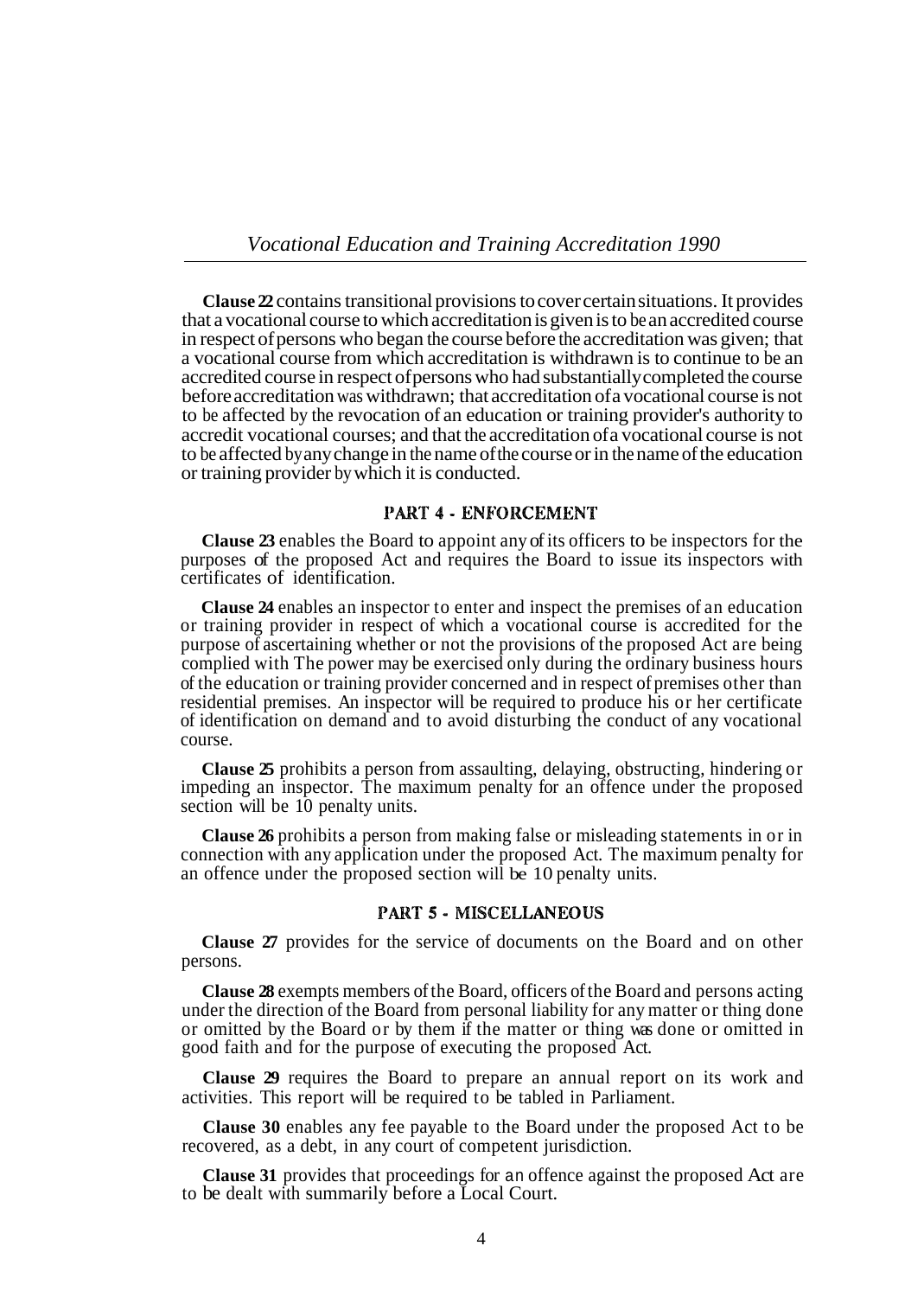**Clause 22** contains transitional provisions to cover certain situations. It provides that a vocational course to which accreditation is given is to be an accredited course in respect of persons who began the course before the accreditation was given; that a vocational course from which accreditation is withdrawn is to continue to be an accredited course in respect of persons who had substantially completed the course before accreditation was withdrawn; that accreditation of a vocational course is not to be affected by the revocation of an education or training provider's authority to accredit vocational courses; and that the accreditation of a vocational course is not to be affected by any change in the name of the course or in the name of the education or training provider by which it is conducted.

## PART 4 - ENFORCEMENT

**Clause 23** enables the Board to appoint any of its officers to be inspectors for the purposes of the proposed Act and requires the Board to issue its inspectors with certificates of identification.

**Clause 24** enables an inspector to enter and inspect the premises of an education or training provider in respect of which a vocational course is accredited for the purpose of ascertaining whether or not the provisions of the proposed Act are being complied with The power may be exercised only during the ordinary business hours of the education or training provider concerned and in respect of premises other than residential premises. An inspector will be required to produce his or her certificate of identification on demand and to avoid disturbing the conduct of any vocational course.

**Clause 25** prohibits a person from assaulting, delaying, obstructing, hindering or impeding an inspector. The maximum penalty for an offence under the proposed section will be 10 penalty units.

**Clause 26** prohibits a person from making false or misleading statements in or in connection with any application under the proposed Act. The maximum penalty for an offence under the proposed section will be 10 penalty units.

## PART 5 - MISCELLANEOUS

**Clause 27** provides for the service of documents on the Board and on other persons.

**Clause 28** exempts members of the Board, officers of the Board and persons acting under the direction of the Board from personal liability for any matter or thing done or omitted by the Board or by them if the matter or thing was done or omitted in good faith and for the purpose of executing the proposed Act.

**Clause 29** requires the Board to prepare an annual report on its work and activities. This report will be required to be tabled in Parliament.

**Clause 30** enables any fee payable to the Board under the proposed Act to be recovered, as a debt, in any court of competent jurisdiction.

**Clause 31** provides that proceedings for an offence against the proposed Act are to be dealt with summarily before a Local Court.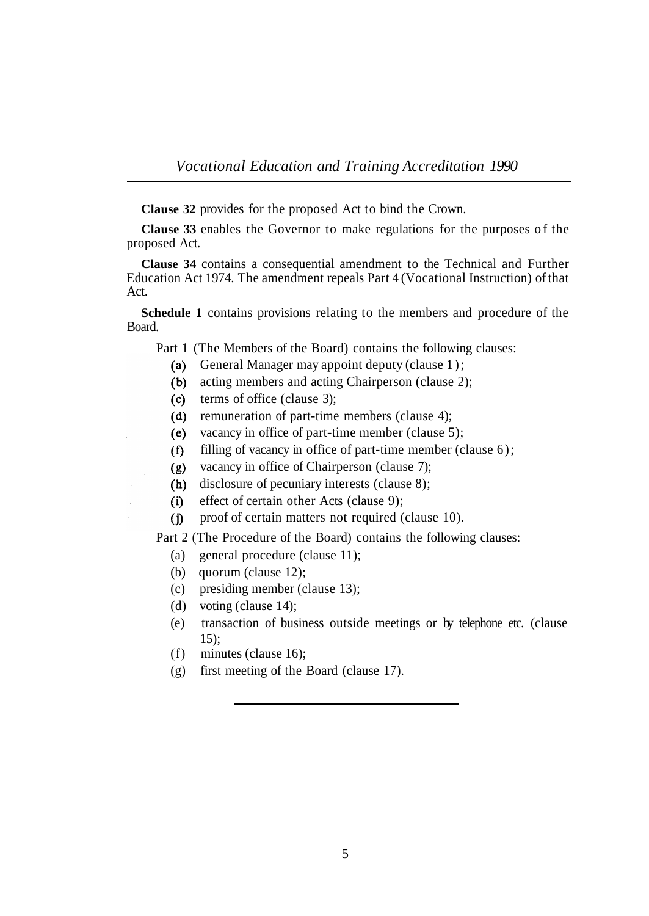**Clause 32** provides for the proposed Act to bind the Crown.

**Clause 33** enables the Governor to make regulations for the purposes of the proposed Act.

**Clause 34** contains a consequential amendment to the Technical and Further Education Act 1974. The amendment repeals Part 4 (Vocational Instruction) of that Act.

**Schedule 1** contains provisions relating to the members and procedure of the Board.

Part 1 (The Members of the Board) contains the following clauses:

- (a) General Manager may appoint deputy (clause 1);
- (b) acting members and acting Chairperson (clause 2);
- (c) terms of office (clause 3);
- (d) remuneration of part-time members (clause 4);
- (e) vacancy in office of part-time member (clause 5);
- (f) filling of vacancy in office of part-time member (clause 6);
- (g) vacancy in office of Chairperson (clause 7);
- (h) disclosure of pecuniary interests (clause 8);
- (i) effect of certain other Acts (clause 9);
- (j) proof of certain matters not required (clause 10).

Part 2 (The Procedure of the Board) contains the following clauses:

- (a) general procedure (clause 11);
- (b) quorum (clause 12);
- (c) presiding member (clause 13);
- (d) voting (clause 14);
- (e) transaction of business outside meetings or by telephone etc. (clause 15);
- (f) minutes (clause 16);
- (g) first meeting of the Board (clause 17).